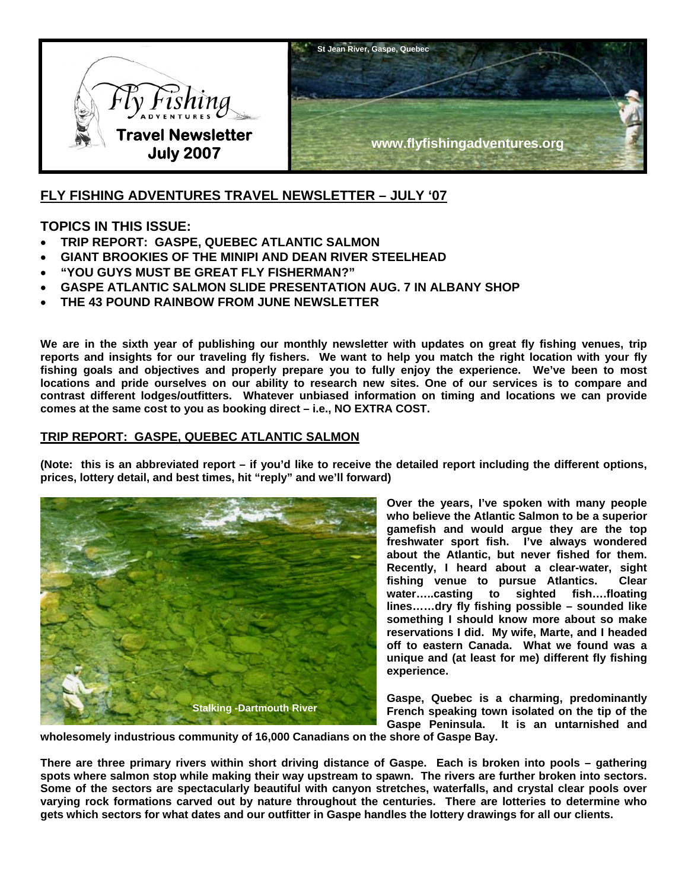Fly Fishing Adventures

**Travel Newsletter July 2007**

St Jean River, Gaspe, Quebec

www.flyfishingadventures.org

## FLY FISHING ADVENTURES TRAVEL NEWSLETTER – JULY '07

### TOPICS IN THIS ISSUE:

- **TRIP REPORT: GASPE, QUEBEC ATLANTIC SALMON**
- **GIANT BROOKIES OF THE MINIPI AND DEAN RIVER STEELHEAD**
- **"YOU GUYS MUST BE GREAT FLY FISHERMAN?"**
- **GASPE ATLANTIC SALMON SLIDE PRESENTATION AUG. 7 IN ALBANY SHOP**
- **THE 43 POUND RAINBOW FROM JUNE NEWSLETTER**

**We are in the sixth year of publishing our monthly newsletter with updates on great fly fishing venues, trip reports and insights for our traveling fly fishers. We want to help you match the right location with your fly fishing goals and objectives and properly prepare you to fully enjoy the experience. We've been to most locations and pride ourselves on our ability to research new sites. One of our services is to compare and contrast different lodges/outfitters. Whatever unbiased information on timing and locations we can provide comes at the same cost to you as booking direct – i.e., NO EXTRA COST.**

### TRIP REPORT: GASPE, QUEBEC ATLANTIC SALMON

**(Note: this is an abbreviated report – if you'd like to receive the detailed report including the different options, prices, lottery detail, and best times, hit "reply" and we'll forward)**

Stalking -Dartmouth River

**Over the years, I've spoken with many people who believe the Atlantic Salmon to be a superior gamefish and would argue they are the top freshwater sport fish. I've always wondered about the Atlantic, but never fished for them. Recently, I heard about a clear-water, sight fishing venue to pursue Atlantics. Clear water…..casting to sighted fish….floating lines……dry fly fishing possible – sounded like something I should know more about so make reservations I did. My wife, Marte, and I headed off to eastern Canada. What we found was a unique and (at least for me) different fly fishing experience.**

**Gaspe, Quebec is a charming, predominantly French speaking town isolated on the tip of the Gaspe Peninsula. It is an untarnished and wholesomely industrious community of 16,000 Canadians on the shore of Gaspe Bay.**

**There are three primary rivers within short driving distance of Gaspe. Each is broken into pools – gathering spots where salmon stop while making their way upstream to spawn. The rivers are further broken into sectors. Some of the sectors are spectacularly beautiful with canyon stretches, waterfalls, and crystal clear pools over varying rock formations carved out by nature throughout the centuries. There are lotteries to determine who gets which sectors for what dates and our outfitter in Gaspe handles the lottery drawings for all our clients.**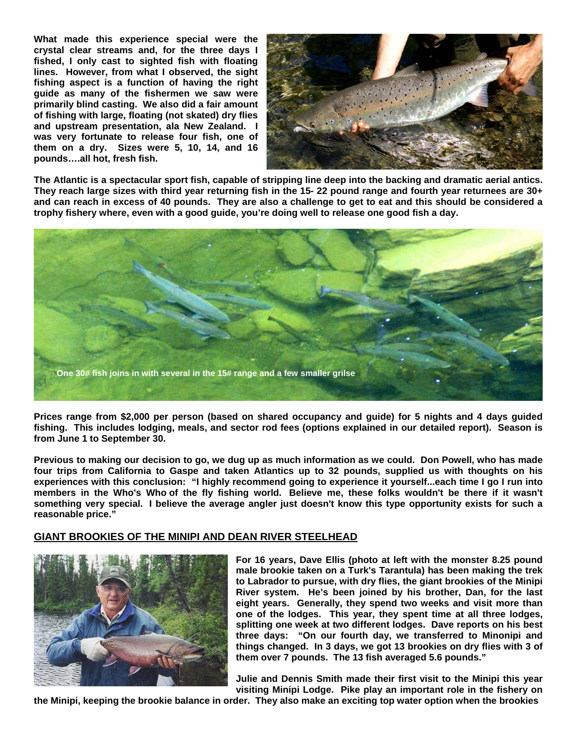**What made this experience special were the crystal clear streams and, for the three days I fished, I only cast to sighted fish with floating lines. However, from what I observed, the sight fishing aspect is a function of having the right guide as many of the fishermen we saw were primarily blind casting. We also did a fair amount of fishing with large, floating (not skated) dry flies and upstream presentation, ala New Zealand. I was very fortunate to release four fish, one of them on a dry. Sizes were 5, 10, 14, and 16 pounds….all hot, fresh fish.**

**The Atlantic is a spectacular sport fish, capable of stripping line deep into the backing and dramatic aerial antics. They reach large sizes with third year returning fish in the 15- 22 pound range and fourth year returnees are 30+ and can reach in excess of 40 pounds. They are also a challenge to get to eat and this should be considered a trophy fishery where, even with a good guide, you're doing well to release one good fish a day.**

**One 30# fish joins in with several in the 15# range and a few smaller grilse**

**Prices range from $2,000 per person (based on shared occupancy and guide) for 5 nights and 4 days guided fishing. This includes lodging, meals, and sector rod fees (options explained in our detailed report). Season is from June 1 to September 30.**

**Previous to making our decision to go, we dug up as much information as we could. Don Powell, who has made four trips from California to Gaspe and taken Atlantics up to 32 pounds, supplied us with thoughts on his experiences with this conclusion: "I highly recommend going to experience it yourself...each time I go I run into members in the Who's Who of the fly fishing world. Believe me, these folks wouldn't be there if it wasn't something very special. I believe the average angler just doesn't know this type opportunity exists for such a reasonable price."**

## GIANT BROOKIES OF THE MINIPI AND DEAN RIVER STEELHEAD

**For 16 years, Dave Ellis (photo at left with the monster 8.25 pound male brookie taken on a Turk's Tarantula) has been making the trek to Labrador to pursue, with dry flies, the giant brookies of the Minipi River system. He's been joined by his brother, Dan, for the last eight years. Generally, they spend two weeks and visit more than one of the lodges. This year, they spent time at all three lodges, splitting one week at two different lodges. Dave reports on his best three days: "On our fourth day, we transferred to Minonipi and things changed. In 3 days, we got 13 brookies on dry flies with 3 of them over 7 pounds. The 13 fish averaged 5.6 pounds."**

**Julie and Dennis Smith made their first visit to the Minipi this year visiting Minipi Lodge. Pike play an important role in the fishery on the Minipi, keeping the brookie balance in order. They also make an exciting top water option when the brookies**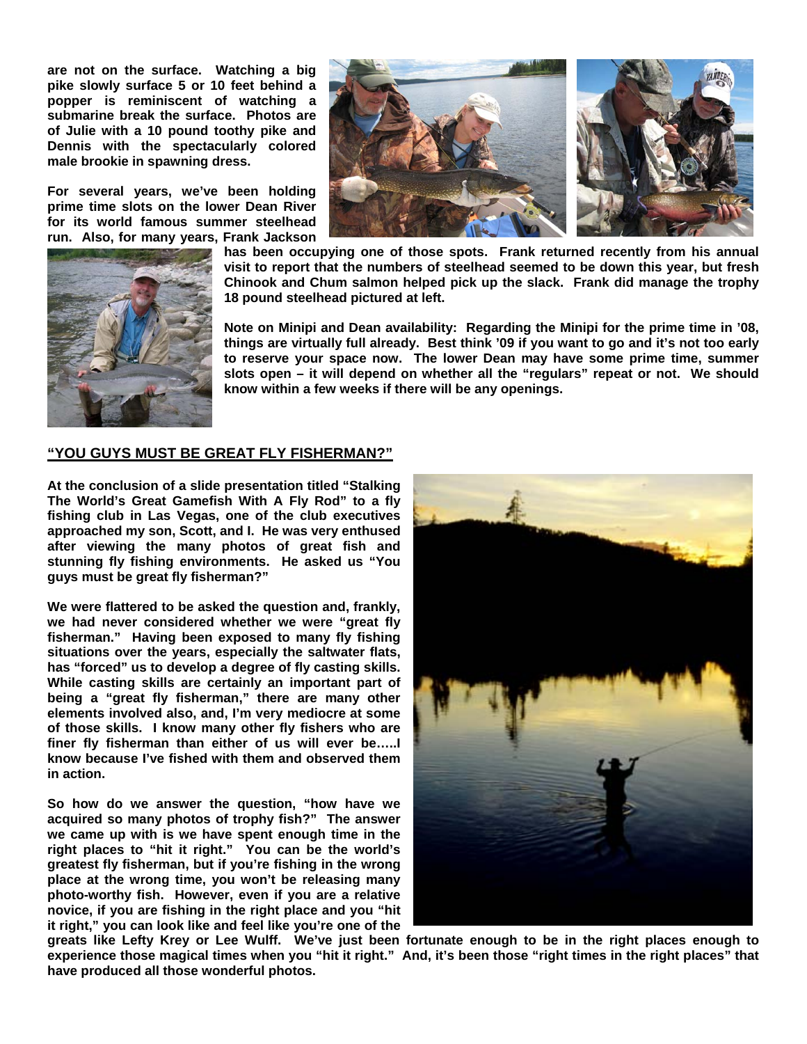**are not on the surface. Watching a big pike slowly surface 5 or 10 feet behind a popper is reminiscent of watching a submarine break the surface. Photos are of Julie with a 10 pound toothy pike and Dennis with the spectacularly colored male brookie in spawning dress.**

**For several years, we've been holding prime time slots on the lower Dean River for its world famous summer steelhead run. Also, for many years, Frank Jackson has been occupying one of those spots. Frank returned recently from his annual visit to report that the numbers of steelhead seemed to be down this year, but fresh Chinook and Chum salmon helped pick up the slack. Frank did manage the trophy 18 pound steelhead pictured at left.**

**Note on Minipi and Dean availability: Regarding the Minipi for the prime time in '08, things are virtually full already. Best think '09 if you want to go and it's not too early to reserve your space now. The lower Dean may have some prime time, summer slots open – it will depend on whether all the "regulars" repeat or not. We should know within a few weeks if there will be any openings.**

## **"YOU GUYS MUST BE GREAT FLY FISHERMAN?"**

**At the conclusion of a slide presentation titled "Stalking The World's Great Gamefish With A Fly Rod" to a fly fishing club in Las Vegas, one of the club executives approached my son, Scott, and I. He was very enthused after viewing the many photos of great fish and stunning fly fishing environments. He asked us "You guys must be great fly fisherman?"**

**We were flattered to be asked the question and, frankly, we had never considered whether we were "great fly fisherman." Having been exposed to many fly fishing situations over the years, especially the saltwater flats, has "forced" us to develop a degree of fly casting skills. While casting skills are certainly an important part of being a "great fly fisherman," there are many other elements involved also, and, I'm very mediocre at some of those skills. I know many other fly fishers who are finer fly fisherman than either of us will ever be…..I know because I've fished with them and observed them in action.**

**So how do we answer the question, "how have we acquired so many photos of trophy fish?" The answer we came up with is we have spent enough time in the right places to "hit it right." You can be the world's greatest fly fisherman, but if you're fishing in the wrong place at the wrong time, you won't be releasing many photo-worthy fish. However, even if you are a relative novice, if you are fishing in the right place and you "hit it right," you can look like and feel like you're one of the greats like Lefty Krey or Lee Wulff. We've just been fortunate enough to be in the right places enough to experience those magical times when you "hit it right." And, it's been those "right times in the right places" that have produced all those wonderful photos.**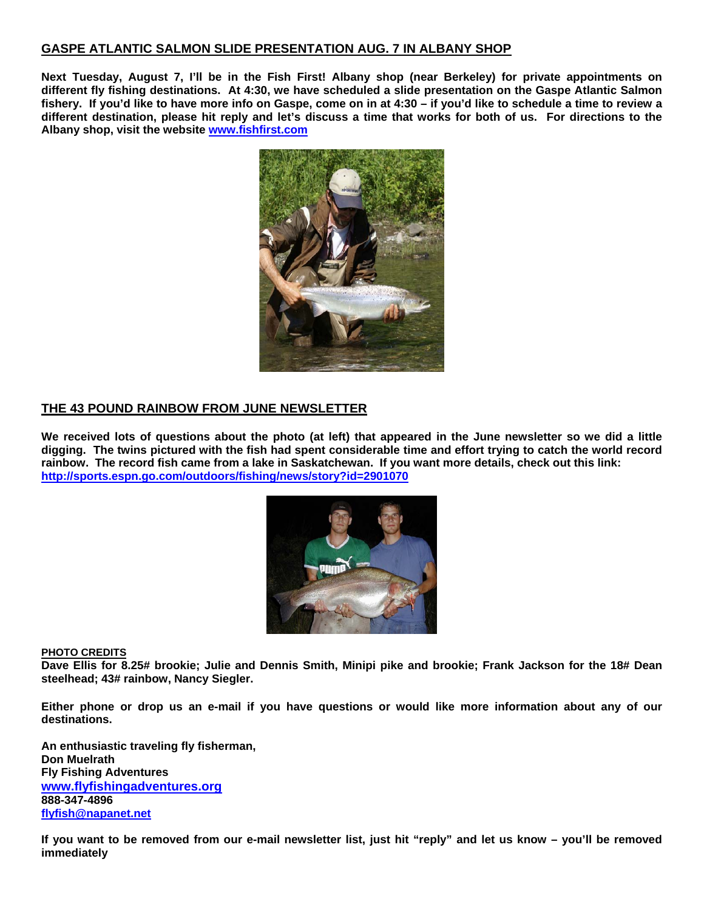## GASPE ATLANTIC SALMON SLIDE PRESENTATION AUG. 7 IN ALBANY SHOP

**Next Tuesday, August 7, I'll be in the Fish First! Albany shop (near Berkeley) for private appointments on different fly fishing destinations. At 4:30, we have scheduled a slide presentation on the Gaspe Atlantic Salmon fishery. If you'd like to have more info on Gaspe, come on in at 4:30 – if you'd like to schedule a time to review a different destination, please hit reply and let's discuss a time that works for both of us. For directions to the Albany shop, visit the website [www.fishfirst.com](http://www.fishfirst.com)**

## THE 43 POUND RAINBOW FROM JUNE NEWSLETTER

**We received lots of questions about the photo (at left) that appeared in the June newsletter so we did a little digging. The twins pictured with the fish had spent considerable time and effort trying to catch the world record rainbow. The record fish came from a lake in Saskatchewan. If you want more details, check out this link: [http://sports.espn.go.com/outdoors/fishing/news/story?id=2901070](http://sports.espn.go.com/outdoors/fishing/news/story?id=2901070)**

**PHOTO CREDITS**

**Dave Ellis for 8.25# brookie; Julie and Dennis Smith, Minipi pike and brookie; Frank Jackson for the 18# Dean steelhead; 43# rainbow, Nancy Siegler.**

**Either phone or drop us an e-mail if you have questions or would like more information about any of our destinations.**

**An enthusiastic traveling fly fisherman,**
**Don Muelrath**
**Fly Fishing Adventures**
**[www.flyfishingadventures.org](http://www.flyfishingadventures.org)**
**888-347-4896**
**[flyfish@napanet.net](mailto:flyfish@napanet.net)**

**If you want to be removed from our e-mail newsletter list, just hit "reply" and let us know – you'll be removed immediately**